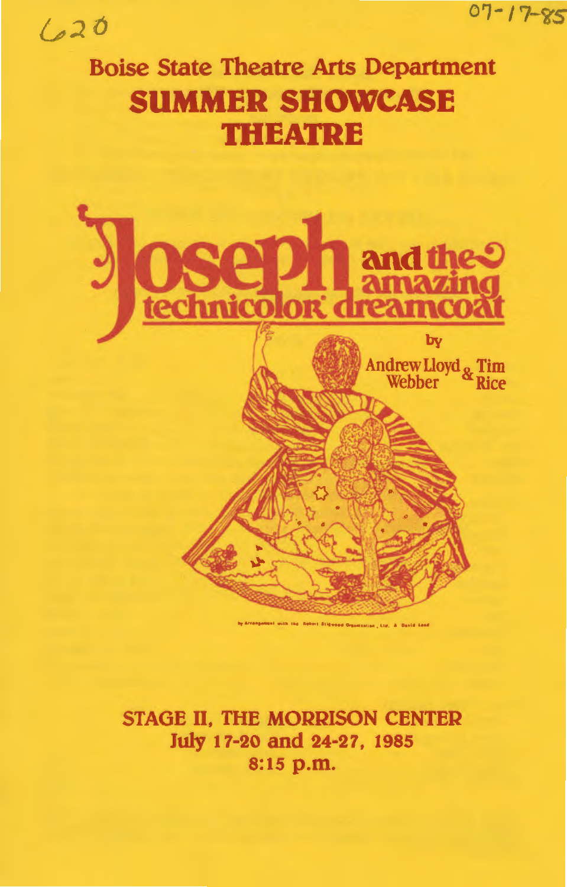620 07-17-85

# Boise State Theatre Arts Department

# SUMMER SHOWCASE THEATRE

## Joseph and the amazing technicolor dreamcoat

by

Andrew Lloyd Webber & Tim Rice

by Arrangement with the Robert Stigwood Organisation, Ltd. & David Land

**STAGE II, THE MORRISON CENTER**

**July 17-20 and 24-27, 1985**

**8:15 p.m.**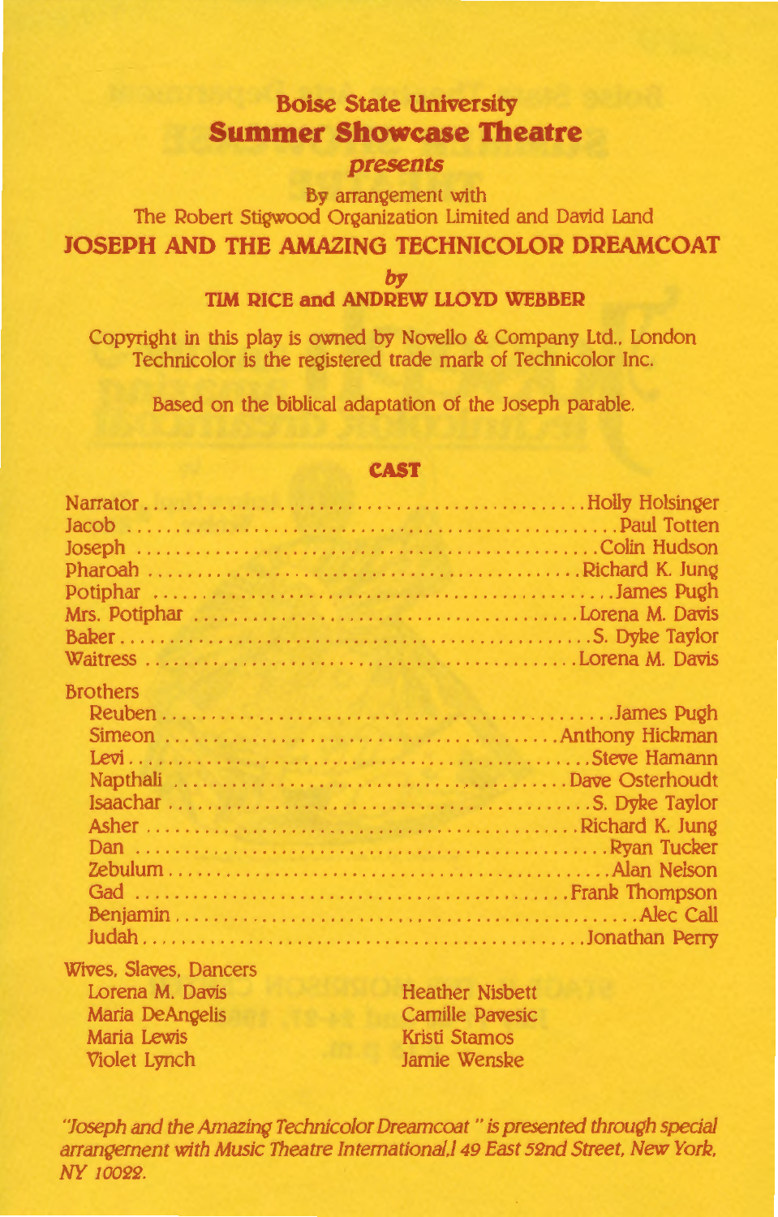**Boise State University**

## Summer Showcase Theatre

*presents*

By arrangement with
The Robert Stigwood Organization Limited and David Land

# JOSEPH AND THE AMAZING TECHNICOLOR DREAMCOAT

*by*

**TIM RICE and ANDREW LLOYD WEBBER**

Copyright in this play is owned by Novello & Company Ltd., London
Technicolor is the registered trade mark of Technicolor Inc.

Based on the biblical adaptation of the Joseph parable.

### CAST

| | |
|---|---|
| Narrator | Holly Holsinger |
| Jacob | Paul Totten |
| Joseph | Colin Hudson |
| Pharoah | Richard K. Jung |
| Potiphar | James Pugh |
| Mrs. Potiphar | Lorena M. Davis |
| Baker | S. Dyke Taylor |
| Waitress | Lorena M. Davis |

**Brothers**

| | |
|---|---|
| Reuben | James Pugh |
| Simeon | Anthony Hickman |
| Levi | Steve Hamann |
| Napthali | Dave Osterhoudt |
| Isaachar | S. Dyke Taylor |
| Asher | Richard K. Jung |
| Dan | Ryan Tucker |
| Zebulum | Alan Nelson |
| Gad | Frank Thompson |
| Benjamin | Alec Call |
| Judah | Jonathan Perry |

**Wives, Slaves, Dancers**

Lorena M. Davis
Maria DeAngelis
Maria Lewis
Violet Lynch
Heather Nisbett
Camille Pavesic
Kristi Stamos
Jamie Wenske

*"Joseph and the Amazing Technicolor Dreamcoat" is presented through special arrangement with Music Theatre International,l 49 East 52nd Street, New York, NY 10022.*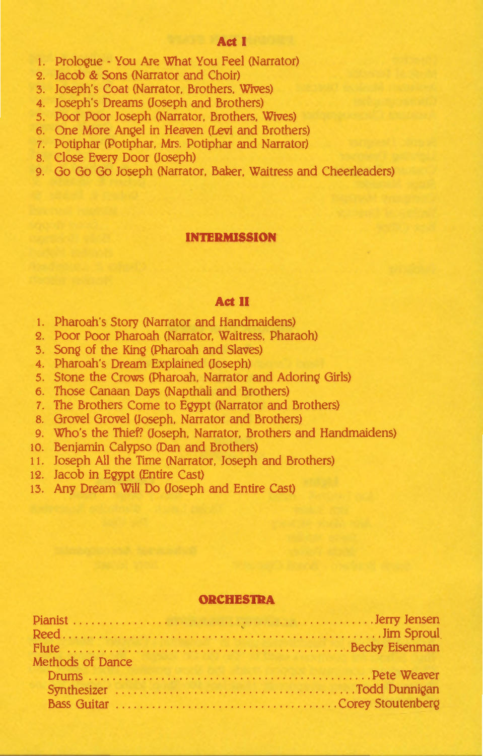## Act I

1. Prologue - You Are What You Feel (Narrator)
2. Jacob & Sons (Narrator and Choir)
3. Joseph's Coat (Narrator, Brothers, Wives)
4. Joseph's Dreams (Joseph and Brothers)
5. Poor Poor Joseph (Narrator, Brothers, Wives)
6. One More Angel in Heaven (Levi and Brothers)
7. Potiphar (Potiphar, Mrs. Potiphar and Narrator)
8. Close Every Door (Joseph)
9. Go Go Go Joseph (Narrator, Baker, Waitress and Cheerleaders)

## INTERMISSION

## Act II

1. Pharoah's Story (Narrator and Handmaidens)
2. Poor Poor Pharoah (Narrator, Waitress, Pharaoh)
3. Song of the King (Pharoah and Slaves)
4. Pharoah's Dream Explained (Joseph)
5. Stone the Crows (Pharoah, Narrator and Adoring Girls)
6. Those Canaan Days (Napthali and Brothers)
7. The Brothers Come to Egypt (Narrator and Brothers)
8. Grovel Grovel (Joseph, Narrator and Brothers)
9. Who's the Thief? (Joseph, Narrator, Brothers and Handmaidens)
10. Benjamin Calypso (Dan and Brothers)
11. Joseph All the Time (Narrator, Joseph and Brothers)
12. Jacob in Egypt (Entire Cast)
13. Any Dream Will Do (Joseph and Entire Cast)

## ORCHESTRA

Pianist ........ Jerry Jensen
Reed ........ Jim Sproul
Flute ........ Becky Eisenman
Methods of Dance
- Drums ........ Pete Weaver
- Synthesizer ........ Todd Dunnigan
- Bass Guitar ........ Corey Stoutenberg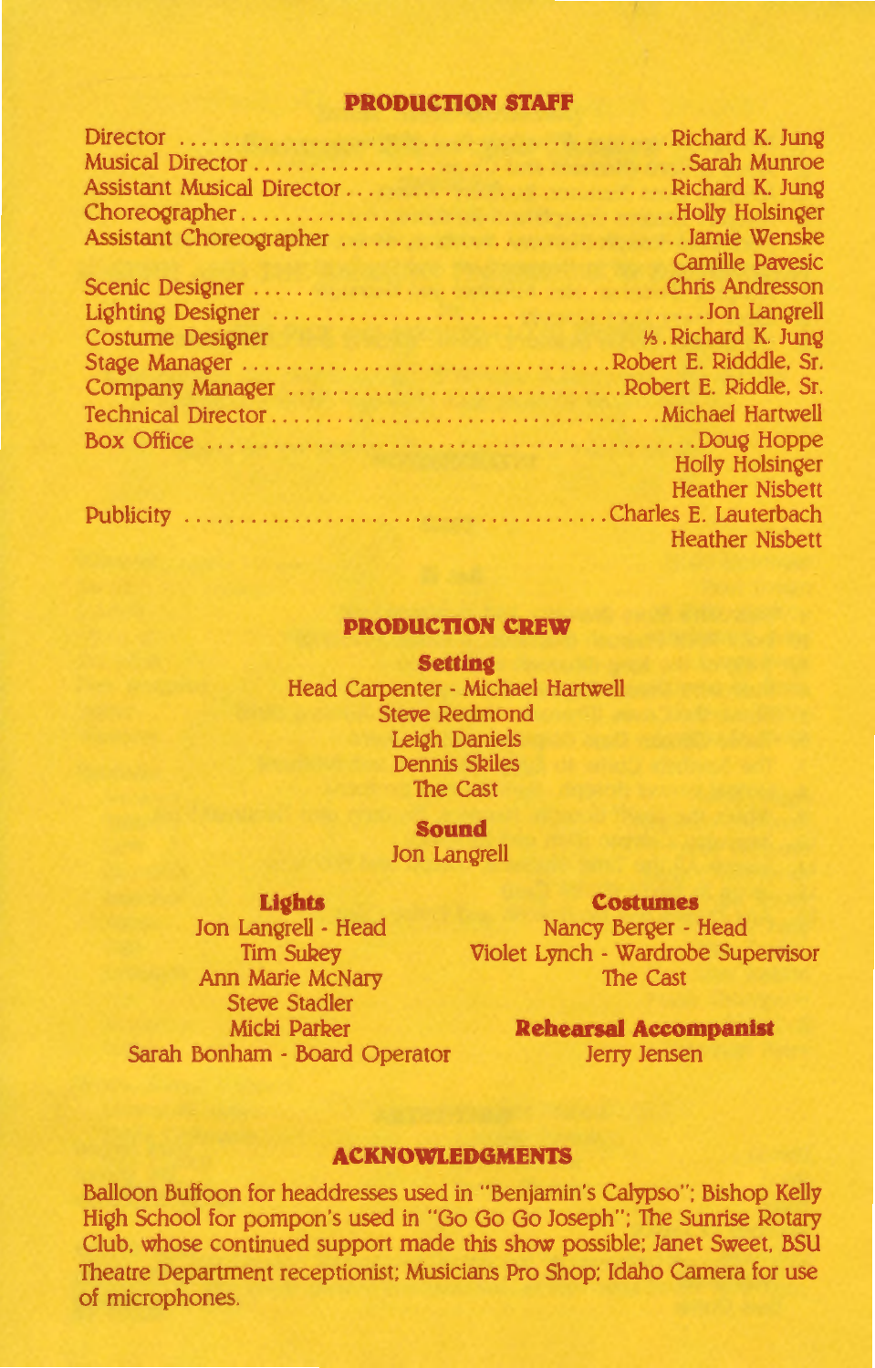## PRODUCTION STAFF

| | |
|---|---|
| Director | Richard K. Jung |
| Musical Director | Sarah Munroe |
| Assistant Musical Director | Richard K. Jung |
| Choreographer | Holly Holsinger |
| Assistant Choreographer | Jamie Wenske |
| | Camille Pavesic |
| Scenic Designer | Chris Andresson |
| Lighting Designer | Jon Langrell |
| Costume Designer | ½ . Richard K. Jung |
| Stage Manager | Robert E. Ridddle, Sr. |
| Company Manager | Robert E. Riddle, Sr. |
| Technical Director | Michael Hartwell |
| Box Office | Doug Hoppe |
| | Holly Holsinger |
| | Heather Nisbett |
| Publicity | Charles E. Lauterbach |
| | Heather Nisbett |

## PRODUCTION CREW

### Setting

Head Carpenter - Michael Hartwell
Steve Redmond
Leigh Daniels
Dennis Skiles
The Cast

### Sound

Jon Langrell

### Lights

Jon Langrell - Head
Tim Sukey
Ann Marie McNary
Steve Stadler
Micki Parker
Sarah Bonham - Board Operator

### Costumes

Nancy Berger - Head
Violet Lynch - Wardrobe Supervisor
The Cast

### Rehearsal Accompanist

Jerry Jensen

## ACKNOWLEDGMENTS

Balloon Buffoon for headdresses used in "Benjamin's Calypso"; Bishop Kelly High School for pompon's used in "Go Go Go Joseph"; The Sunrise Rotary Club, whose continued support made this show possible; Janet Sweet, BSU Theatre Department receptionist; Musicians Pro Shop; Idaho Camera for use of microphones.